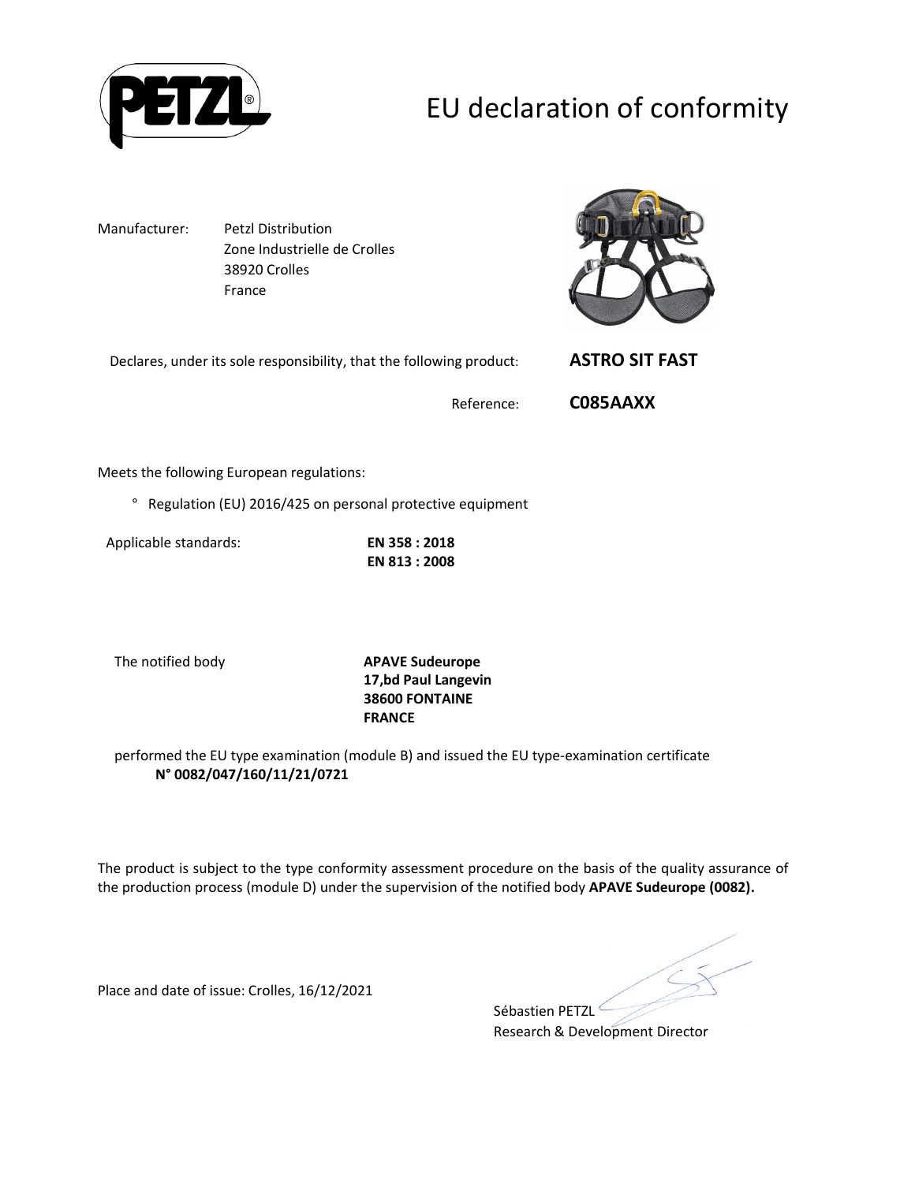# EU declaration of conformity

Manufacturer: Petzl Distribution
Zone Industrielle de Crolles
38920 Crolles
France

Declares, under its sole responsibility, that the following product: **ASTRO SIT FAST**

Reference: **C085AAXX**

Meets the following European regulations:

° Regulation (EU) 2016/425 on personal protective equipment

Applicable standards: **EN 358 : 2018**
**EN 813 : 2008**

The notified body **APAVE Sudeurope**
**17,bd Paul Langevin**
**38600 FONTAINE**
**FRANCE**

performed the EU type examination (module B) and issued the EU type-examination certificate
**N° 0082/047/160/11/21/0721**

The product is subject to the type conformity assessment procedure on the basis of the quality assurance of the production process (module D) under the supervision of the notified body **APAVE Sudeurope (0082).**

Place and date of issue: Crolles, 16/12/2021

Sébastien PETZL
Research & Development Director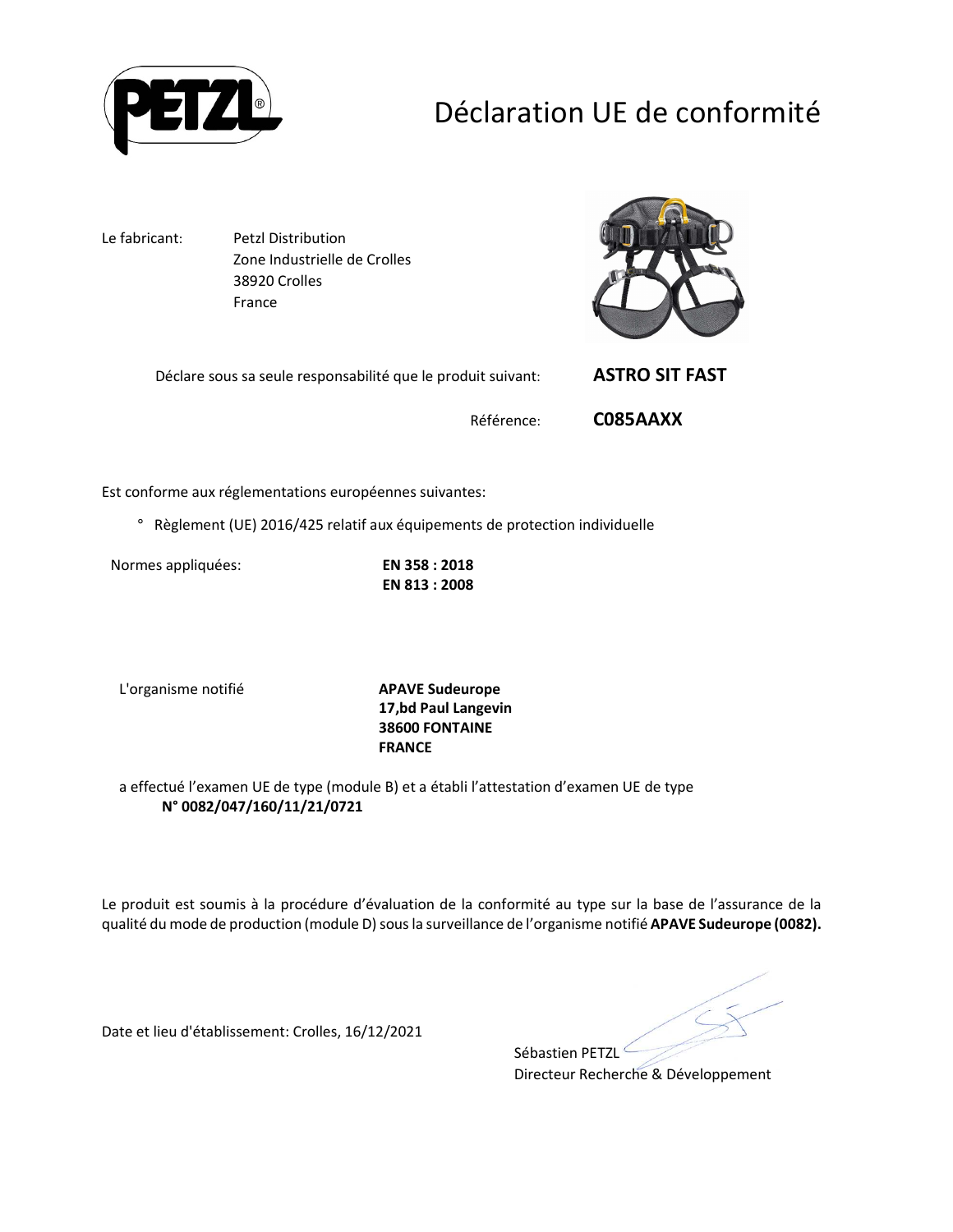# Déclaration UE de conformité

Le fabricant: Petzl Distribution
Zone Industrielle de Crolles
38920 Crolles
France

Déclare sous sa seule responsabilité que le produit suivant: **ASTRO SIT FAST**

Référence: **C085AAXX**

Est conforme aux réglementations européennes suivantes:

° Règlement (UE) 2016/425 relatif aux équipements de protection individuelle

Normes appliquées: **EN 358 : 2018**
**EN 813 : 2008**

L'organisme notifié **APAVE Sudeurope**
**17,bd Paul Langevin**
**38600 FONTAINE**
**FRANCE**

a effectué l'examen UE de type (module B) et a établi l'attestation d'examen UE de type
**N° 0082/047/160/11/21/0721**

Le produit est soumis à la procédure d'évaluation de la conformité au type sur la base de l'assurance de la qualité du mode de production (module D) sous la surveillance de l'organisme notifié **APAVE Sudeurope (0082).**

Date et lieu d'établissement: Crolles, 16/12/2021

Sébastien PETZL
Directeur Recherche & Développement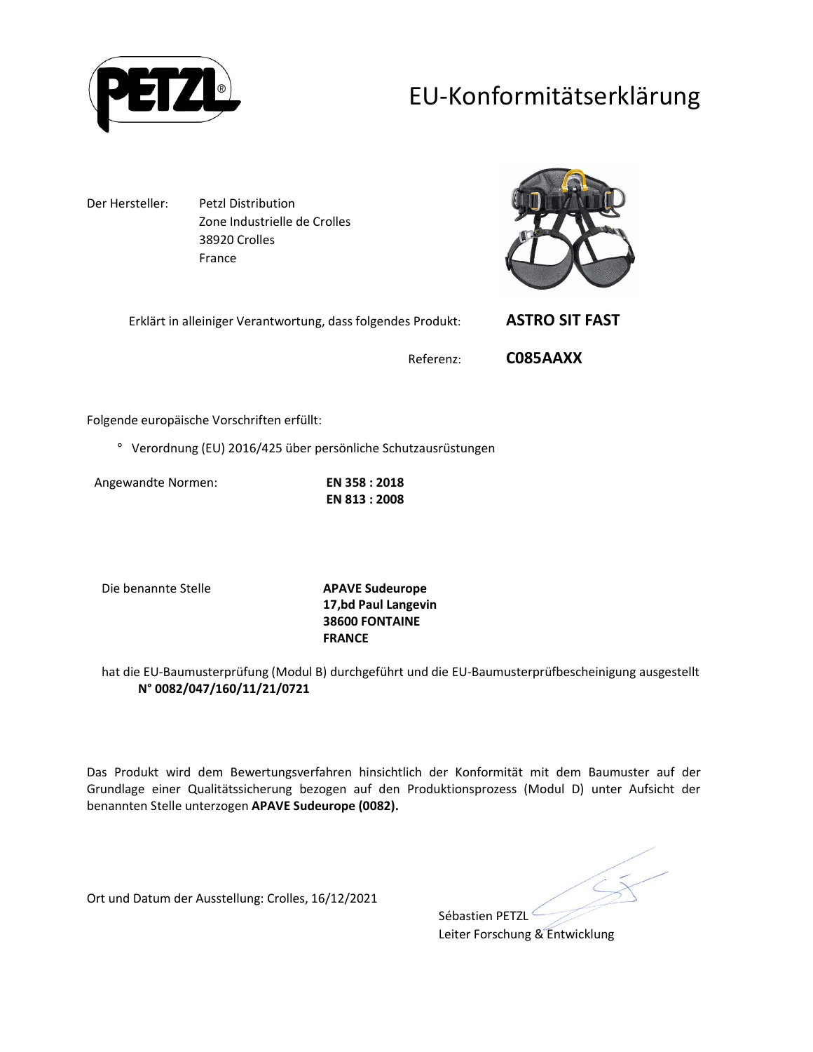# EU-Konformitätserklärung

Der Hersteller: Petzl Distribution
Zone Industrielle de Crolles
38920 Crolles
France

Erklärt in alleiniger Verantwortung, dass folgendes Produkt: **ASTRO SIT FAST**

Referenz: **C085AAXX**

Folgende europäische Vorschriften erfüllt:

° Verordnung (EU) 2016/425 über persönliche Schutzausrüstungen

Angewandte Normen: **EN 358 : 2018**
**EN 813 : 2008**

Die benannte Stelle **APAVE Sudeurope**
**17,bd Paul Langevin**
**38600 FONTAINE**
**FRANCE**

hat die EU-Baumusterprüfung (Modul B) durchgeführt und die EU-Baumusterprüfbescheinigung ausgestellt **N° 0082/047/160/11/21/0721**

Das Produkt wird dem Bewertungsverfahren hinsichtlich der Konformität mit dem Baumuster auf der Grundlage einer Qualitätssicherung bezogen auf den Produktionsprozess (Modul D) unter Aufsicht der benannten Stelle unterzogen **APAVE Sudeurope (0082).**

Ort und Datum der Ausstellung: Crolles, 16/12/2021

Sébastien PETZL
Leiter Forschung & Entwicklung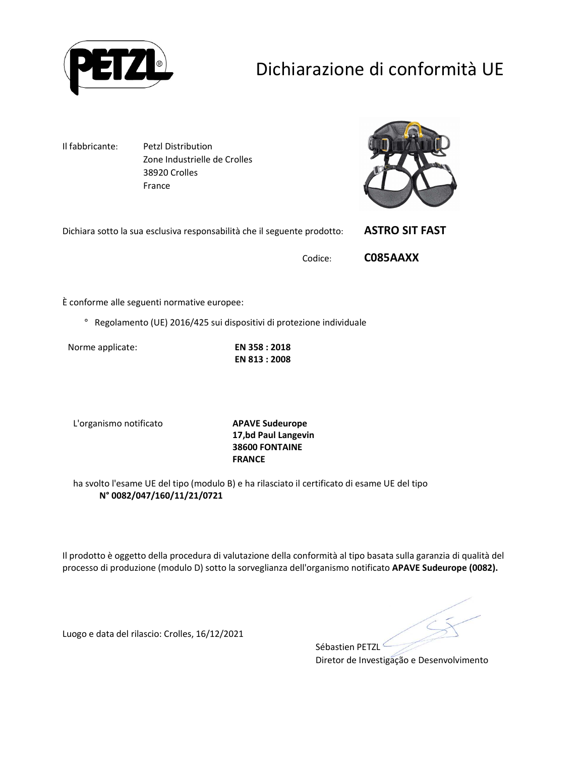# Dichiarazione di conformità UE

Il fabbricante: Petzl Distribution
Zone Industrielle de Crolles
38920 Crolles
France

Dichiara sotto la sua esclusiva responsabilità che il seguente prodotto: **ASTRO SIT FAST**

Codice: **C085AAXX**

È conforme alle seguenti normative europee:

° Regolamento (UE) 2016/425 sui dispositivi di protezione individuale

Norme applicate: **EN 358 : 2018**
**EN 813 : 2008**

L'organismo notificato **APAVE Sudeurope**
**17,bd Paul Langevin**
**38600 FONTAINE**
**FRANCE**

ha svolto l'esame UE del tipo (modulo B) e ha rilasciato il certificato di esame UE del tipo
**N° 0082/047/160/11/21/0721**

Il prodotto è oggetto della procedura di valutazione della conformità al tipo basata sulla garanzia di qualità del processo di produzione (modulo D) sotto la sorveglianza dell'organismo notificato **APAVE Sudeurope (0082).**

Luogo e data del rilascio: Crolles, 16/12/2021

Sébastien PETZL
Diretor de Investigação e Desenvolvimento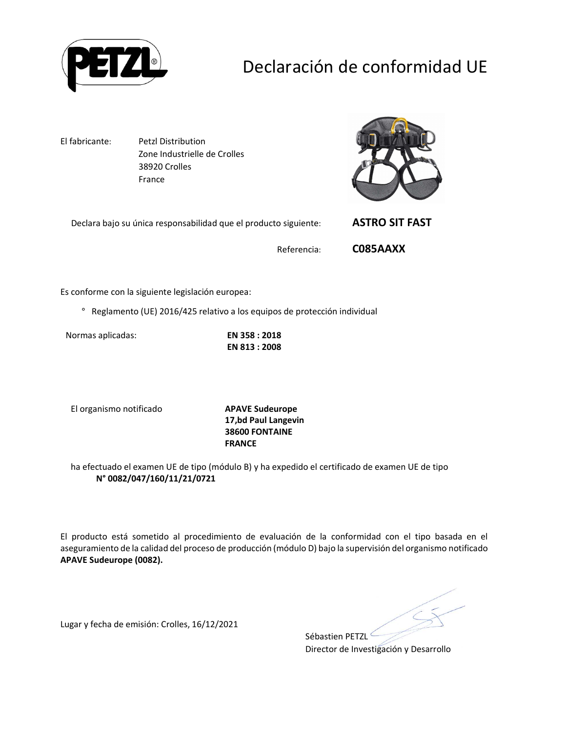# Declaración de conformidad UE

El fabricante: Petzl Distribution
Zone Industrielle de Crolles
38920 Crolles
France

Declara bajo su única responsabilidad que el producto siguiente: **ASTRO SIT FAST**

Referencia: **C085AAXX**

Es conforme con la siguiente legislación europea:

° Reglamento (UE) 2016/425 relativo a los equipos de protección individual

Normas aplicadas: **EN 358 : 2018**
**EN 813 : 2008**

El organismo notificado **APAVE Sudeurope**
**17,bd Paul Langevin**
**38600 FONTAINE**
**FRANCE**

ha efectuado el examen UE de tipo (módulo B) y ha expedido el certificado de examen UE de tipo **N° 0082/047/160/11/21/0721**

El producto está sometido al procedimiento de evaluación de la conformidad con el tipo basada en el aseguramiento de la calidad del proceso de producción (módulo D) bajo la supervisión del organismo notificado **APAVE Sudeurope (0082).**

Lugar y fecha de emisión: Crolles, 16/12/2021

Sébastien PETZL
Director de Investigación y Desarrollo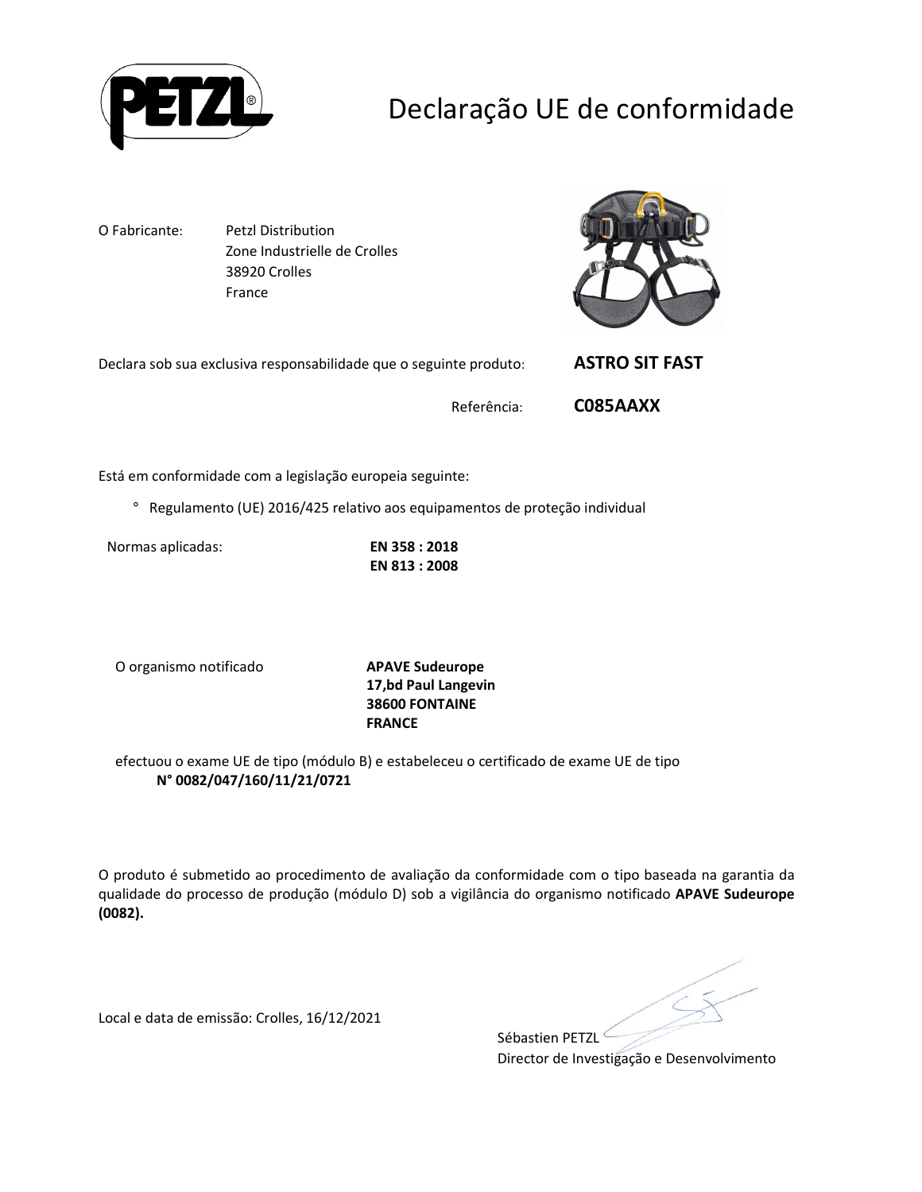# Declaração UE de conformidade

O Fabricante: Petzl Distribution
Zone Industrielle de Crolles
38920 Crolles
France

Declara sob sua exclusiva responsabilidade que o seguinte produto: **ASTRO SIT FAST**

Referência: **C085AAXX**

Está em conformidade com a legislação europeia seguinte:

° Regulamento (UE) 2016/425 relativo aos equipamentos de proteção individual

Normas aplicadas: **EN 358 : 2018**
**EN 813 : 2008**

O organismo notificado **APAVE Sudeurope**
**17,bd Paul Langevin**
**38600 FONTAINE**
**FRANCE**

efectuou o exame UE de tipo (módulo B) e estabeleceu o certificado de exame UE de tipo
**N° 0082/047/160/11/21/0721**

O produto é submetido ao procedimento de avaliação da conformidade com o tipo baseada na garantia da qualidade do processo de produção (módulo D) sob a vigilância do organismo notificado **APAVE Sudeurope (0082).**

Local e data de emissão: Crolles, 16/12/2021

Sébastien PETZL
Director de Investigação e Desenvolvimento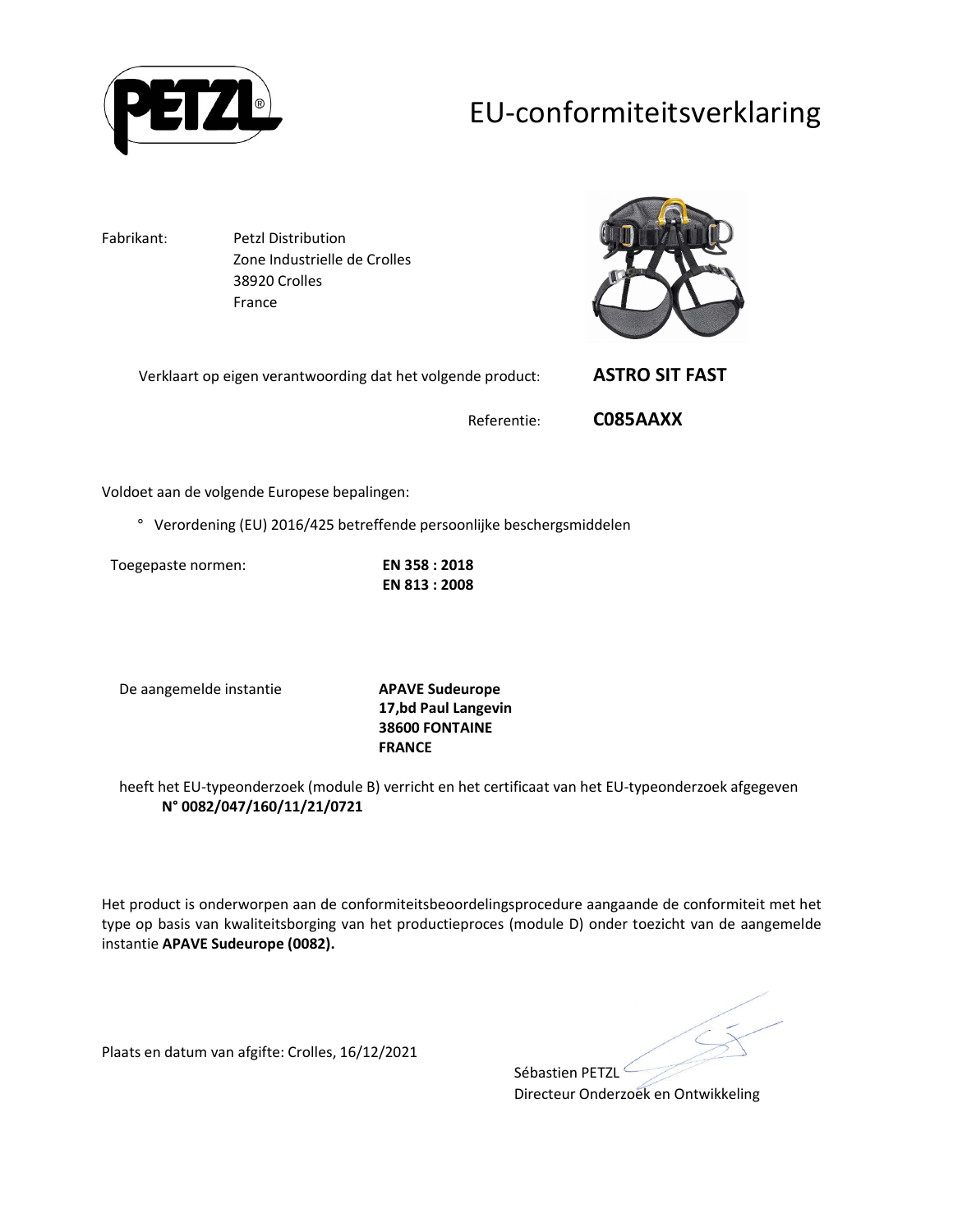# EU-conformiteitsverklaring

Fabrikant: Petzl Distribution
Zone Industrielle de Crolles
38920 Crolles
France

Verklaart op eigen verantwoording dat het volgende product: **ASTRO SIT FAST**

Referentie: **C085AAXX**

Voldoet aan de volgende Europese bepalingen:

° Verordening (EU) 2016/425 betreffende persoonlijke beschergsmiddelen

Toegepaste normen: **EN 358 : 2018**
**EN 813 : 2008**

De aangemelde instantie **APAVE Sudeurope**
**17,bd Paul Langevin**
**38600 FONTAINE**
**FRANCE**

heeft het EU-typeonderzoek (module B) verricht en het certificaat van het EU-typeonderzoek afgegeven **N° 0082/047/160/11/21/0721**

Het product is onderworpen aan de conformiteitsbeoordelingsprocedure aangaande de conformiteit met het type op basis van kwaliteitsborging van het productieproces (module D) onder toezicht van de aangemelde instantie **APAVE Sudeurope (0082).**

Plaats en datum van afgifte: Crolles, 16/12/2021

Sébastien PETZL
Directeur Onderzoek en Ontwikkeling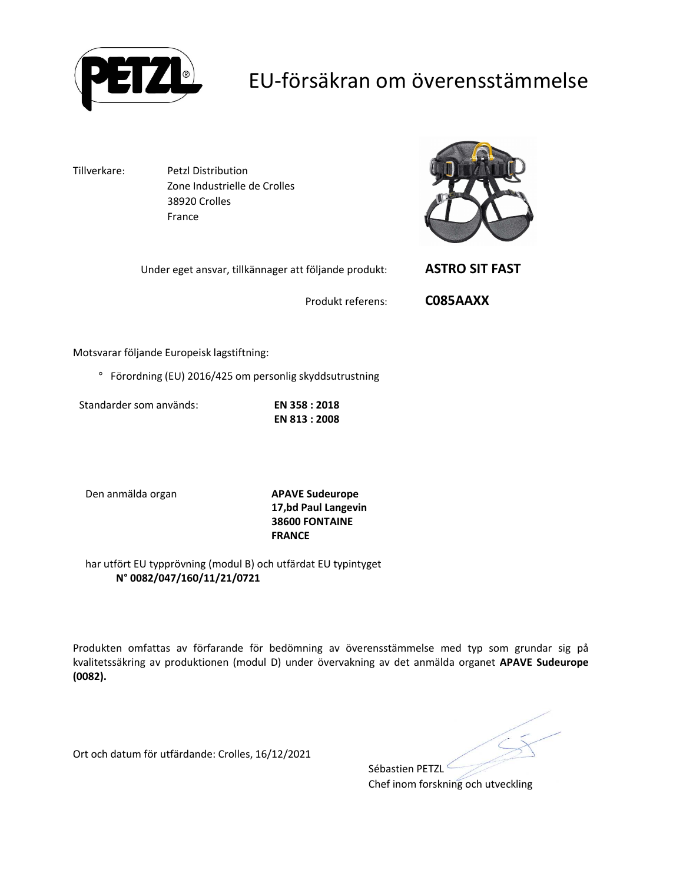# EU-försäkran om överensstämmelse

Tillverkare: Petzl Distribution
Zone Industrielle de Crolles
38920 Crolles
France

Under eget ansvar, tillkännager att följande produkt: **ASTRO SIT FAST**

Produkt referens: **C085AAXX**

Motsvarar följande Europeisk lagstiftning:

° Förordning (EU) 2016/425 om personlig skyddsutrustning

Standarder som används: **EN 358 : 2018**
**EN 813 : 2008**

Den anmälda organ **APAVE Sudeurope**
**17,bd Paul Langevin**
**38600 FONTAINE**
**FRANCE**

har utfört EU typprövning (modul B) och utfärdat EU typintyget
**N° 0082/047/160/11/21/0721**

Produkten omfattas av förfarande för bedömning av överensstämmelse med typ som grundar sig på kvalitetssäkring av produktionen (modul D) under övervakning av det anmälda organet **APAVE Sudeurope (0082).**

Ort och datum för utfärdande: Crolles, 16/12/2021

Sébastien PETZL
Chef inom forskning och utveckling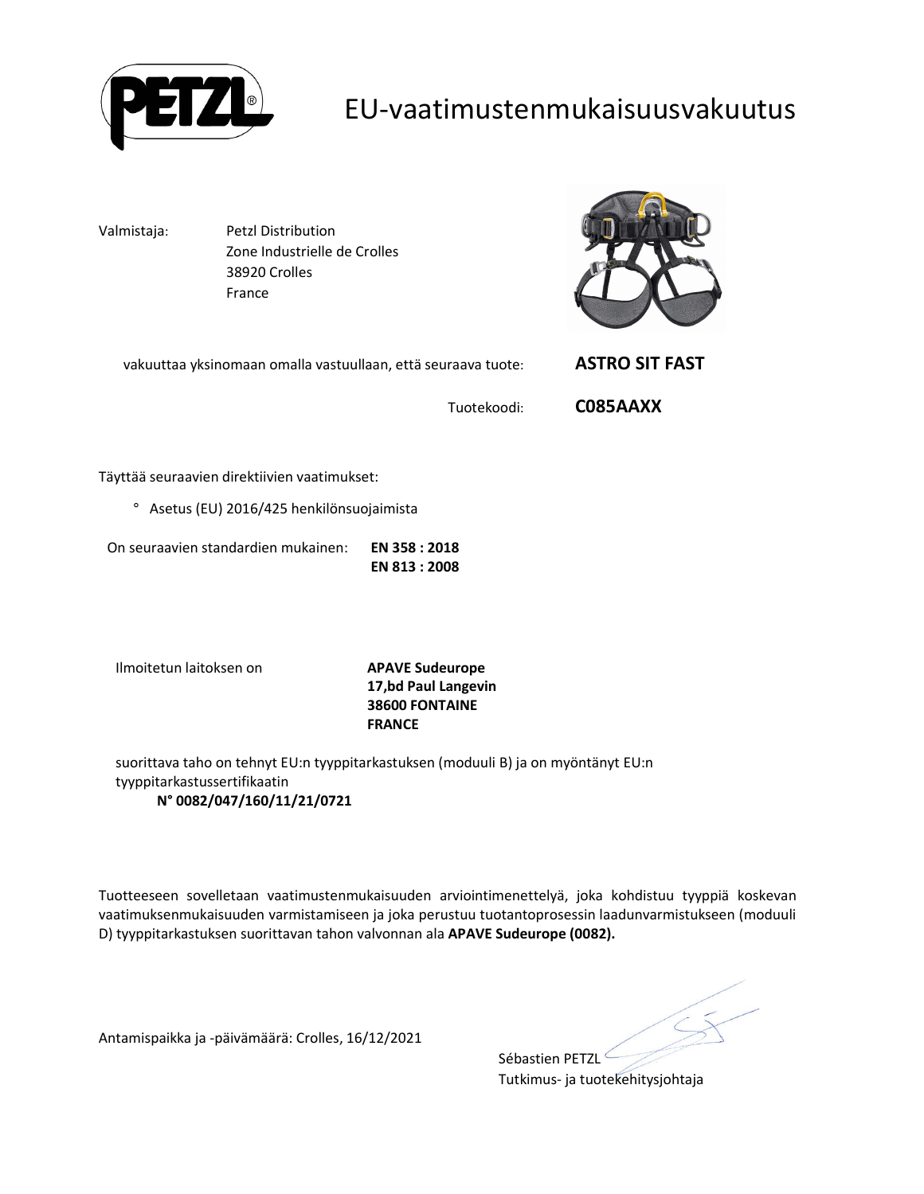# EU-vaatimustenmukaisuusvakuutus

Valmistaja: Petzl Distribution
Zone Industrielle de Crolles
38920 Crolles
France

vakuuttaa yksinomaan omalla vastuullaan, että seuraava tuote: **ASTRO SIT FAST**

Tuotekoodi: **C085AAXX**

Täyttää seuraavien direktiivien vaatimukset:

° Asetus (EU) 2016/425 henkilönsuojaimista

On seuraavien standardien mukainen: **EN 358 : 2018**
**EN 813 : 2008**

Ilmoitetun laitoksen on **APAVE Sudeurope**
**17,bd Paul Langevin**
**38600 FONTAINE**
**FRANCE**

suorittava taho on tehnyt EU:n tyyppitarkastuksen (moduuli B) ja on myöntänyt EU:n tyyppitarkastussertifikaatin
**N° 0082/047/160/11/21/0721**

Tuotteeseen sovelletaan vaatimustenmukaisuuden arviointimenettelyä, joka kohdistuu tyyppiä koskevan vaatimuksenmukaisuuden varmistamiseen ja joka perustuu tuotantoprosessin laadunvarmistukseen (moduuli D) tyyppitarkastuksen suorittavan tahon valvonnan ala **APAVE Sudeurope (0082).**

Antamispaikka ja -päivämäärä: Crolles, 16/12/2021

Sébastien PETZL
Tutkimus- ja tuotekehitysjohtaja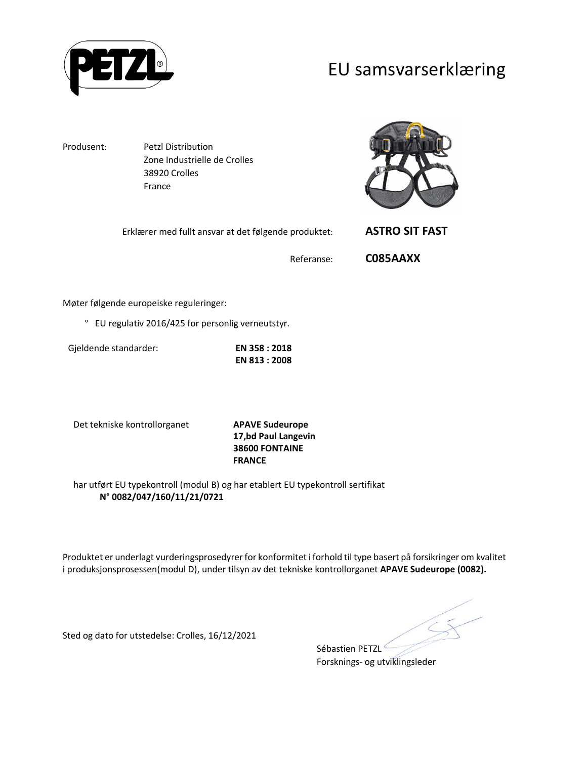# EU samsvarserklæring

Produsent: Petzl Distribution
Zone Industrielle de Crolles
38920 Crolles
France

Erklærer med fullt ansvar at det følgende produktet: **ASTRO SIT FAST**

Referanse: **C085AAXX**

Møter følgende europeiske reguleringer:

° EU regulativ 2016/425 for personlig verneutstyr.

Gjeldende standarder: **EN 358 : 2018**
**EN 813 : 2008**

Det tekniske kontrollorganet **APAVE Sudeurope**
**17,bd Paul Langevin**
**38600 FONTAINE**
**FRANCE**

har utført EU typekontroll (modul B) og har etablert EU typekontroll sertifikat
**N° 0082/047/160/11/21/0721**

Produktet er underlagt vurderingsprosedyrer for konformitet i forhold til type basert på forsikringer om kvalitet i produksjonsprosessen(modul D), under tilsyn av det tekniske kontrollorganet **APAVE Sudeurope (0082).**

Sted og dato for utstedelse: Crolles, 16/12/2021

Sébastien PETZL
Forsknings- og utviklingsleder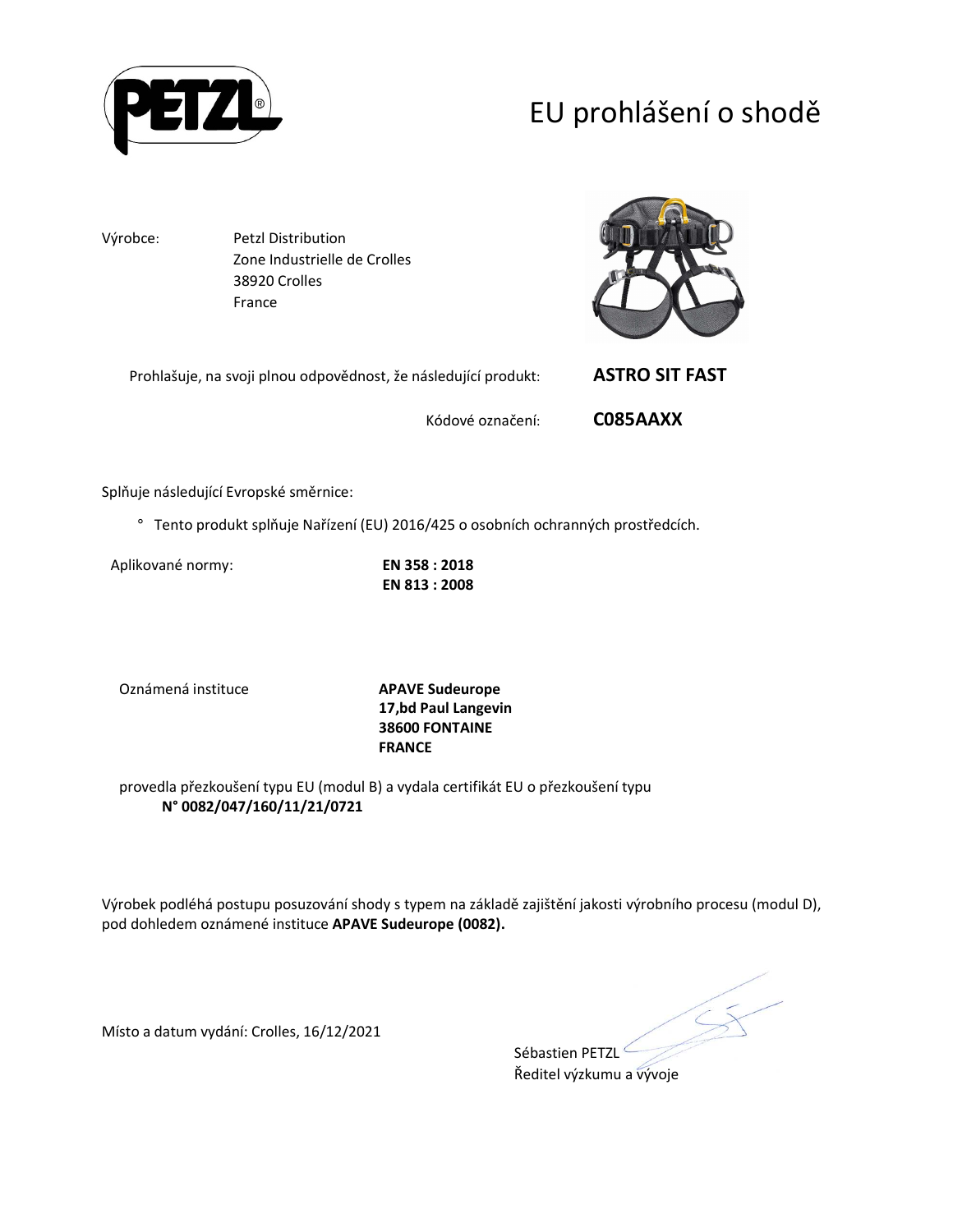# EU prohlášení o shodě

Výrobce: Petzl Distribution
Zone Industrielle de Crolles
38920 Crolles
France

Prohlašuje, na svoji plnou odpovědnost, že následující produkt: **ASTRO SIT FAST**

Kódové označení: **C085AAXX**

Splňuje následující Evropské směrnice:

° Tento produkt splňuje Nařízení (EU) 2016/425 o osobních ochranných prostředcích.

Aplikované normy: **EN 358 : 2018**
**EN 813 : 2008**

Oznámená instituce **APAVE Sudeurope**
**17,bd Paul Langevin**
**38600 FONTAINE**
**FRANCE**

provedla přezkoušení typu EU (modul B) a vydala certifikát EU o přezkoušení typu
**N° 0082/047/160/11/21/0721**

Výrobek podléhá postupu posuzování shody s typem na základě zajištění jakosti výrobního procesu (modul D), pod dohledem oznámené instituce **APAVE Sudeurope (0082).**

Místo a datum vydání: Crolles, 16/12/2021

Sébastien PETZL
Ředitel výzkumu a vývoje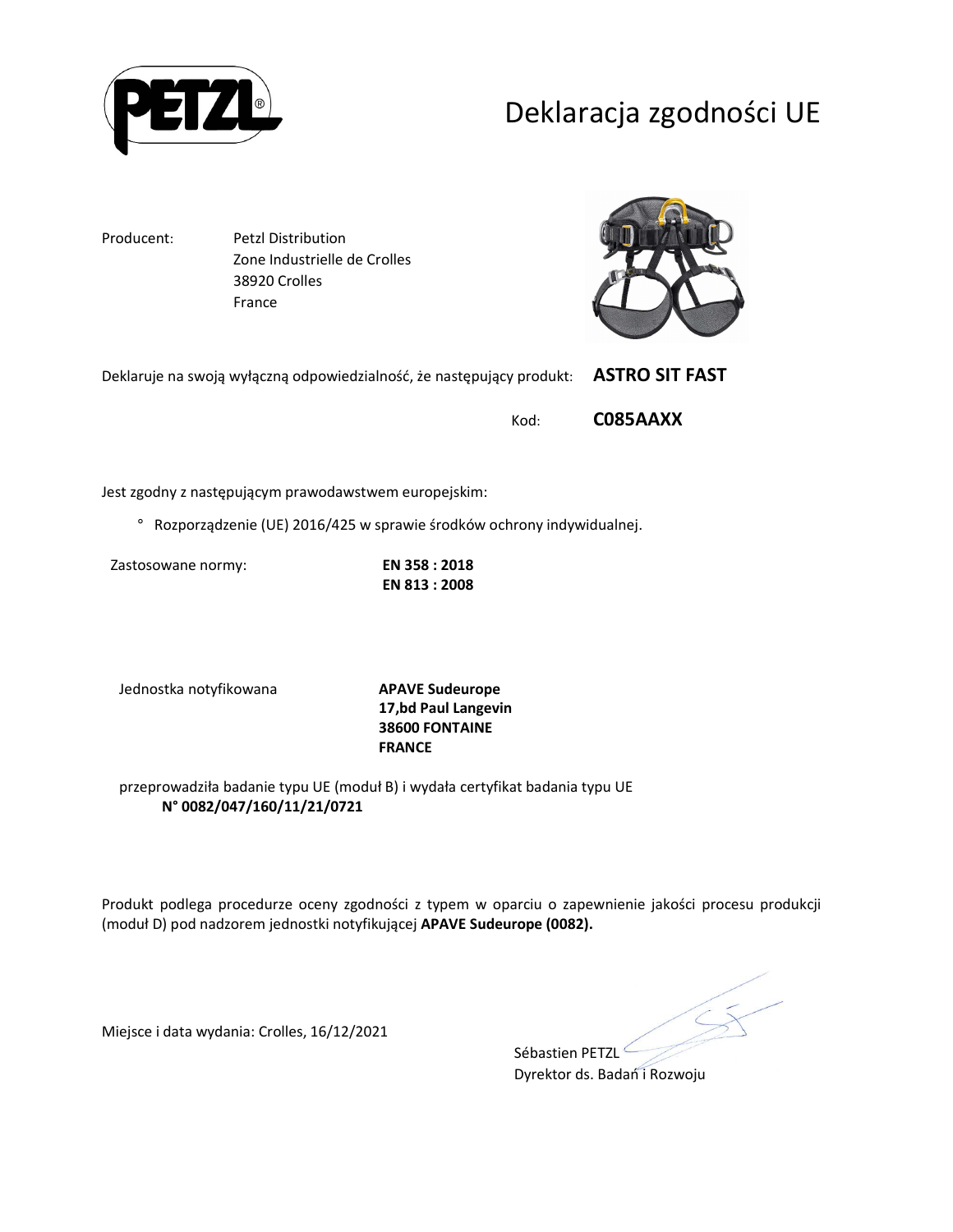# Deklaracja zgodności UE

Producent: Petzl Distribution
Zone Industrielle de Crolles
38920 Crolles
France

Deklaruje na swoją wyłączną odpowiedzialność, że następujący produkt: **ASTRO SIT FAST**

Kod: **C085AAXX**

Jest zgodny z następującym prawodawstwem europejskim:

° Rozporządzenie (UE) 2016/425 w sprawie środków ochrony indywidualnej.

Zastosowane normy: **EN 358 : 2018**
**EN 813 : 2008**

Jednostka notyfikowana **APAVE Sudeurope**
**17,bd Paul Langevin**
**38600 FONTAINE**
**FRANCE**

przeprowadziła badanie typu UE (moduł B) i wydała certyfikat badania typu UE
**N° 0082/047/160/11/21/0721**

Produkt podlega procedurze oceny zgodności z typem w oparciu o zapewnienie jakości procesu produkcji (moduł D) pod nadzorem jednostki notyfikującej **APAVE Sudeurope (0082).**

Miejsce i data wydania: Crolles, 16/12/2021

Sébastien PETZL
Dyrektor ds. Badań i Rozwoju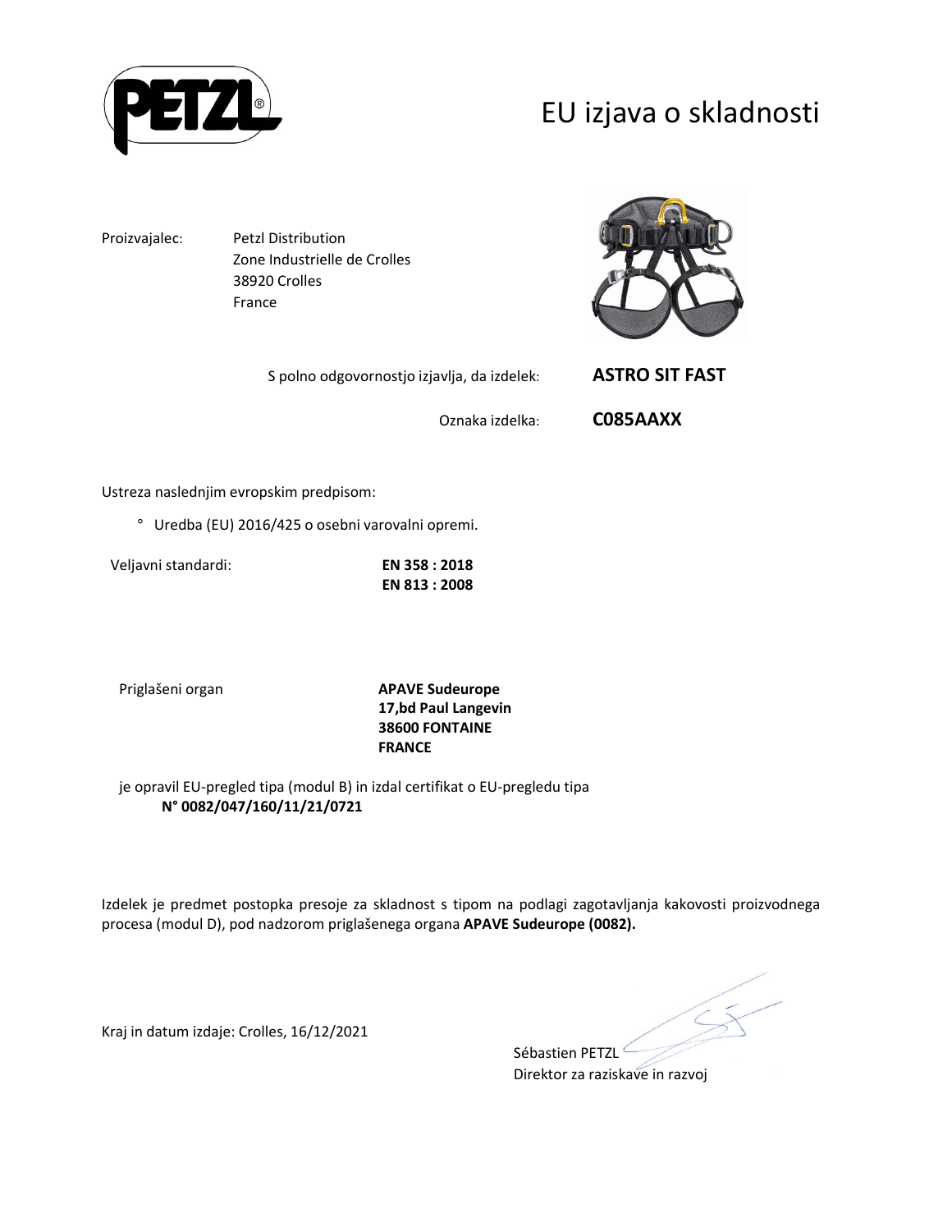# EU izjava o skladnosti

Proizvajalec: Petzl Distribution
Zone Industrielle de Crolles
38920 Crolles
France

S polno odgovornostjo izjavlja, da izdelek: **ASTRO SIT FAST**

Oznaka izdelka: **C085AAXX**

Ustreza naslednjim evropskim predpisom:

° Uredba (EU) 2016/425 o osebni varovalni opremi.

Veljavni standardi: **EN 358 : 2018**
**EN 813 : 2008**

Priglašeni organ **APAVE Sudeurope**
**17,bd Paul Langevin**
**38600 FONTAINE**
**FRANCE**

je opravil EU-pregled tipa (modul B) in izdal certifikat o EU-pregledu tipa
**N° 0082/047/160/11/21/0721**

Izdelek je predmet postopka presoje za skladnost s tipom na podlagi zagotavljanja kakovosti proizvodnega procesa (modul D), pod nadzorom priglašenega organa **APAVE Sudeurope (0082).**

Kraj in datum izdaje: Crolles, 16/12/2021

Sébastien PETZL
Direktor za raziskave in razvoj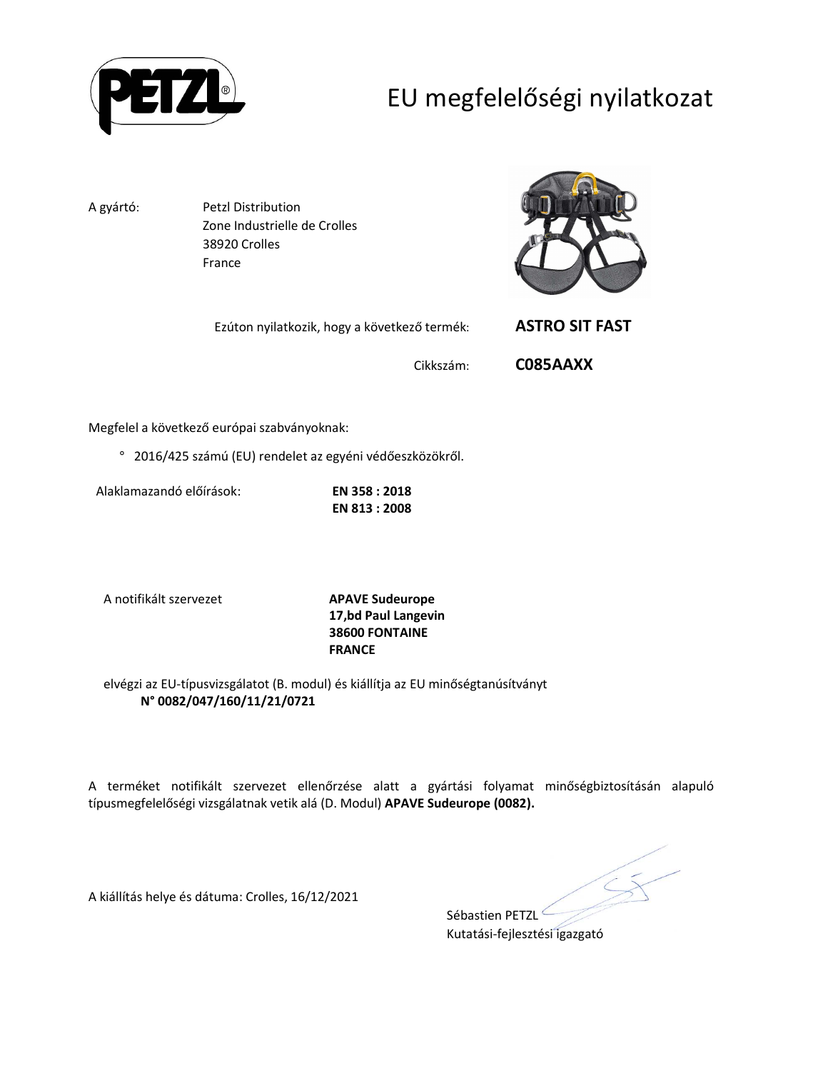# EU megfelelőségi nyilatkozat

A gyártó: Petzl Distribution
Zone Industrielle de Crolles
38920 Crolles
France

Ezúton nyilatkozik, hogy a következő termék: **ASTRO SIT FAST**

Cikkszám: **C085AAXX**

Megfelel a következő európai szabványoknak:

° 2016/425 számú (EU) rendelet az egyéni védőeszközökről.

Alaklamazandó előírások: **EN 358 : 2018**
**EN 813 : 2008**

A notifikált szervezet **APAVE Sudeurope**
**17,bd Paul Langevin**
**38600 FONTAINE**
**FRANCE**

elvégzi az EU-típusvizsgálatot (B. modul) és kiállítja az EU minőségtanúsítványt
**N° 0082/047/160/11/21/0721**

A terméket notifikált szervezet ellenőrzése alatt a gyártási folyamat minőségbiztosításán alapuló típusmegfelelőségi vizsgálatnak vetik alá (D. Modul) **APAVE Sudeurope (0082).**

A kiállítás helye és dátuma: Crolles, 16/12/2021

Sébastien PETZL
Kutatási-fejlesztési igazgató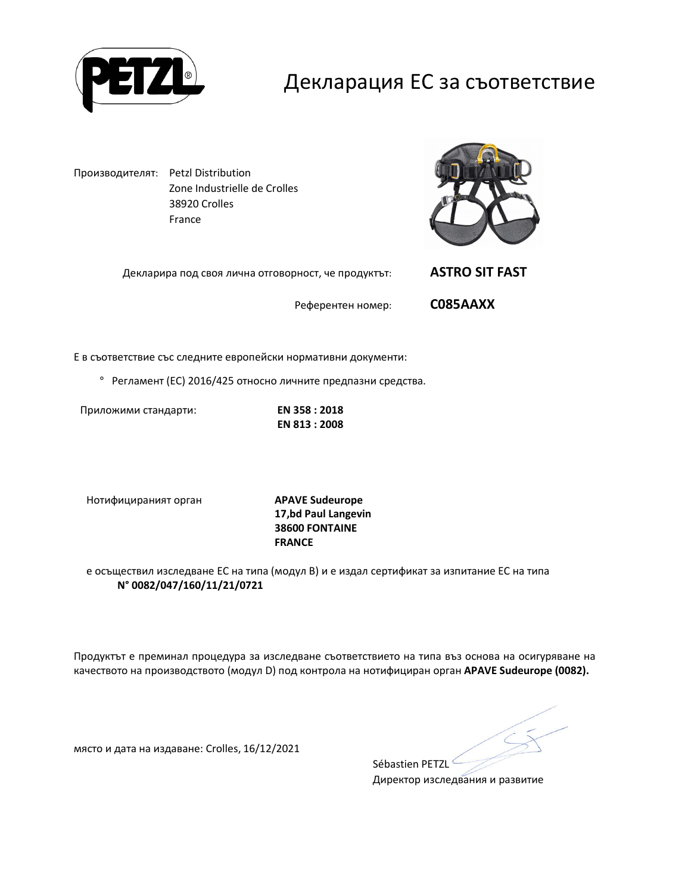# Декларация ЕС за съответствие

Производителят: Petzl Distribution
Zone Industrielle de Crolles
38920 Crolles
France

Декларира под своя лична отговорност, че продуктът: **ASTRO SIT FAST**

Референтен номер: **C085AAXX**

Е в съответствие със следните европейски нормативни документи:

° Регламент (ЕС) 2016/425 относно личните предпазни средства.

Приложими стандарти: **EN 358 : 2018**
**EN 813 : 2008**

Нотифицираният орган **APAVE Sudeurope**
**17,bd Paul Langevin**
**38600 FONTAINE**
**FRANCE**

е осъществил изследване ЕС на типа (модул B) и е издал сертификат за изпитание ЕС на типа
**N° 0082/047/160/11/21/0721**

Продуктът е преминал процедура за изследване съответствието на типа въз основа на осигуряване на качеството на производството (модул D) под контрола на нотифициран орган **APAVE Sudeurope (0082).**

място и дата на издаване: Crolles, 16/12/2021

Sébastien PETZL
Директор изследвания и развитие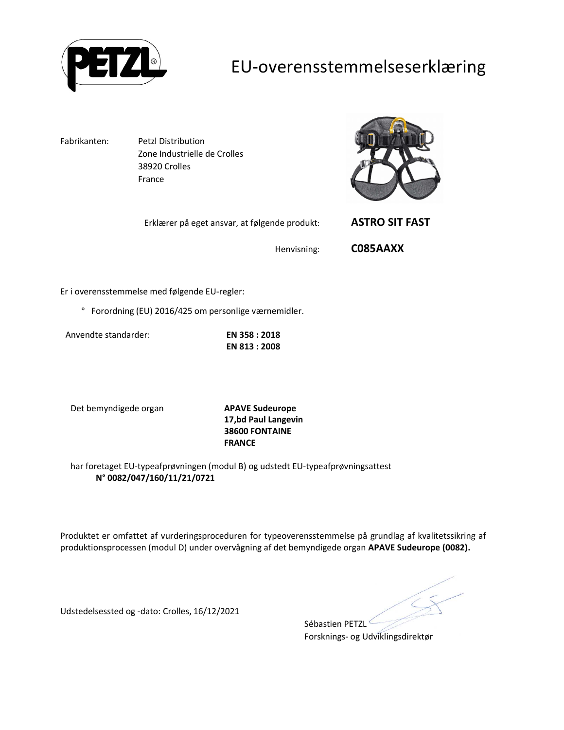# EU-overensstemmelseserklæring

| | |
|---|---|
| Fabrikanten: | Petzl Distribution<br>Zone Industrielle de Crolles<br>38920 Crolles<br>France |

Erklærer på eget ansvar, at følgende produkt: **ASTRO SIT FAST**

Henvisning: **C085AAXX**

Er i overensstemmelse med følgende EU-regler:

° Forordning (EU) 2016/425 om personlige værnemidler.

Anvendte standarder: **EN 358 : 2018**
**EN 813 : 2008**

Det bemyndigede organ **APAVE Sudeurope**
**17,bd Paul Langevin**
**38600 FONTAINE**
**FRANCE**

har foretaget EU-typeafprøvningen (modul B) og udstedt EU-typeafprøvningsattest
**N° 0082/047/160/11/21/0721**

Produktet er omfattet af vurderingsproceduren for typeoverensstemmelse på grundlag af kvalitetssikring af produktionsprocessen (modul D) under overvågning af det bemyndigede organ **APAVE Sudeurope (0082).**

Udstedelsessted og -dato: Crolles, 16/12/2021

Sébastien PETZL
Forsknings- og Udviklingsdirektør